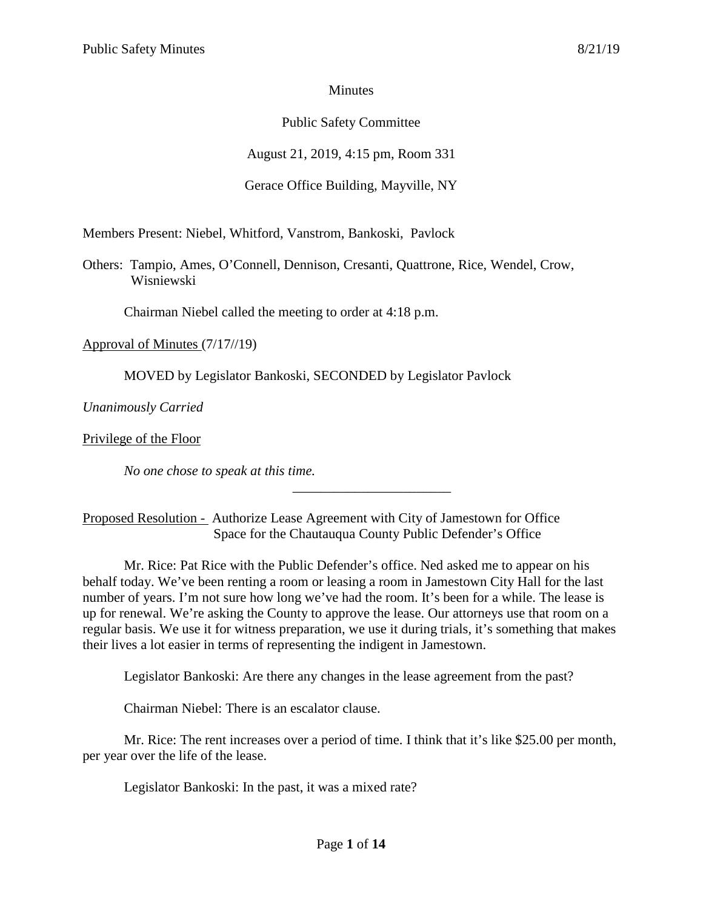Minutes

Public Safety Committee

August 21, 2019, 4:15 pm, Room 331

Gerace Office Building, Mayville, NY

Members Present: Niebel, Whitford, Vanstrom, Bankoski, Pavlock

Others: Tampio, Ames, O'Connell, Dennison, Cresanti, Quattrone, Rice, Wendel, Crow, Wisniewski

Chairman Niebel called the meeting to order at 4:18 p.m.

Approval of Minutes (7/17//19)

MOVED by Legislator Bankoski, SECONDED by Legislator Pavlock

*Unanimously Carried*

Privilege of the Floor

*No one chose to speak at this time.*

---

Proposed Resolution - Authorize Lease Agreement with City of Jamestown for Office Space for the Chautauqua County Public Defender's Office

Mr. Rice: Pat Rice with the Public Defender's office. Ned asked me to appear on his behalf today. We've been renting a room or leasing a room in Jamestown City Hall for the last number of years. I'm not sure how long we've had the room. It's been for a while. The lease is up for renewal. We're asking the County to approve the lease. Our attorneys use that room on a regular basis. We use it for witness preparation, we use it during trials, it's something that makes their lives a lot easier in terms of representing the indigent in Jamestown.

Legislator Bankoski: Are there any changes in the lease agreement from the past?

Chairman Niebel: There is an escalator clause.

Mr. Rice: The rent increases over a period of time. I think that it's like $25.00 per month, per year over the life of the lease.

Legislator Bankoski: In the past, it was a mixed rate?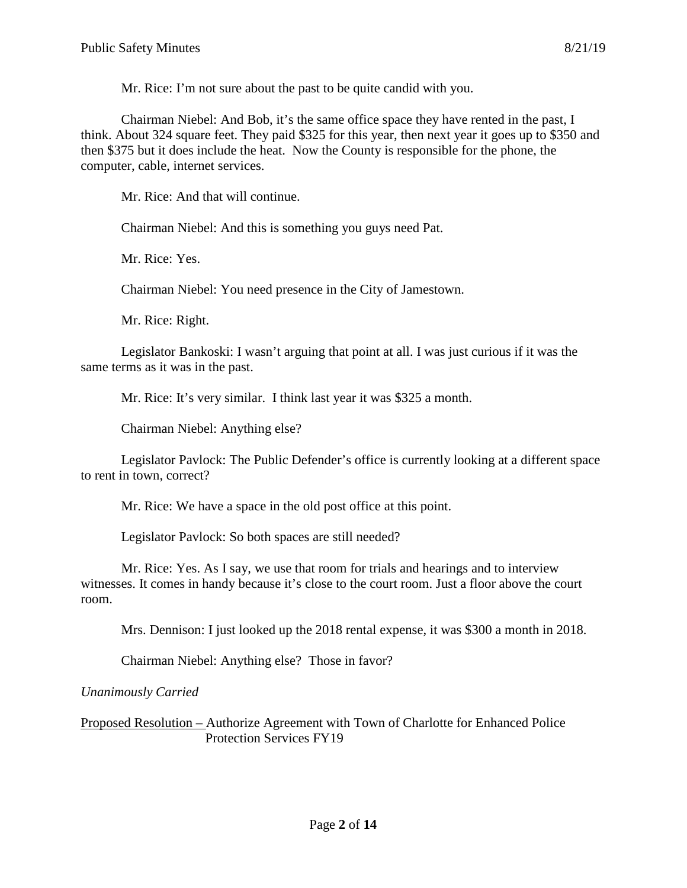Mr. Rice: I'm not sure about the past to be quite candid with you.

Chairman Niebel: And Bob, it's the same office space they have rented in the past, I think. About 324 square feet. They paid $325 for this year, then next year it goes up to $350 and then $375 but it does include the heat. Now the County is responsible for the phone, the computer, cable, internet services.

Mr. Rice: And that will continue.

Chairman Niebel: And this is something you guys need Pat.

Mr. Rice: Yes.

Chairman Niebel: You need presence in the City of Jamestown.

Mr. Rice: Right.

Legislator Bankoski: I wasn't arguing that point at all. I was just curious if it was the same terms as it was in the past.

Mr. Rice: It's very similar. I think last year it was $325 a month.

Chairman Niebel: Anything else?

Legislator Pavlock: The Public Defender's office is currently looking at a different space to rent in town, correct?

Mr. Rice: We have a space in the old post office at this point.

Legislator Pavlock: So both spaces are still needed?

Mr. Rice: Yes. As I say, we use that room for trials and hearings and to interview witnesses. It comes in handy because it's close to the court room. Just a floor above the court room.

Mrs. Dennison: I just looked up the 2018 rental expense, it was $300 a month in 2018.

Chairman Niebel: Anything else? Those in favor?

*Unanimously Carried*

Proposed Resolution – Authorize Agreement with Town of Charlotte for Enhanced Police Protection Services FY19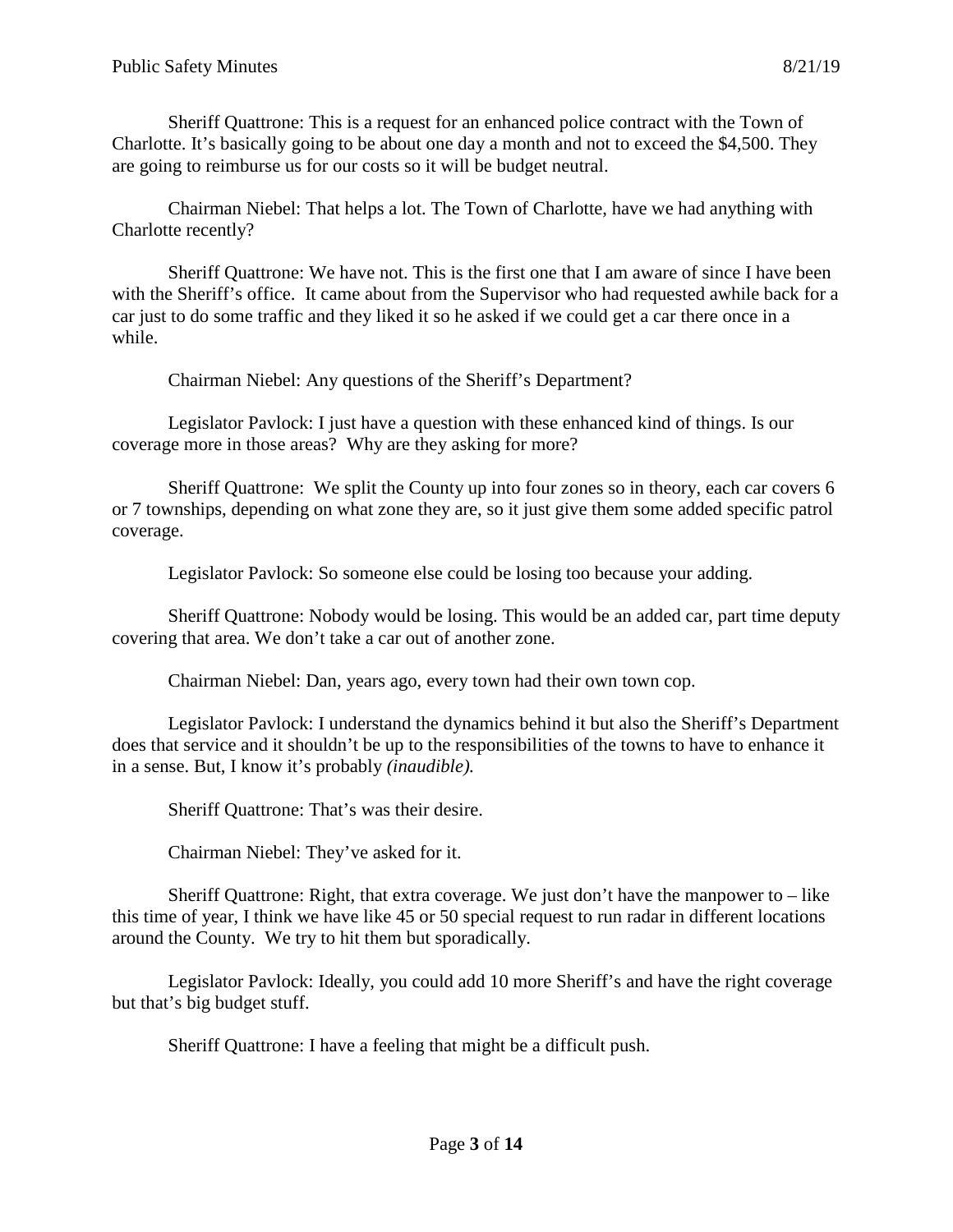Sheriff Quattrone: This is a request for an enhanced police contract with the Town of Charlotte. It's basically going to be about one day a month and not to exceed the $4,500. They are going to reimburse us for our costs so it will be budget neutral.

Chairman Niebel: That helps a lot. The Town of Charlotte, have we had anything with Charlotte recently?

Sheriff Quattrone: We have not. This is the first one that I am aware of since I have been with the Sheriff's office. It came about from the Supervisor who had requested awhile back for a car just to do some traffic and they liked it so he asked if we could get a car there once in a while.

Chairman Niebel: Any questions of the Sheriff's Department?

Legislator Pavlock: I just have a question with these enhanced kind of things. Is our coverage more in those areas? Why are they asking for more?

Sheriff Quattrone: We split the County up into four zones so in theory, each car covers 6 or 7 townships, depending on what zone they are, so it just give them some added specific patrol coverage.

Legislator Pavlock: So someone else could be losing too because your adding.

Sheriff Quattrone: Nobody would be losing. This would be an added car, part time deputy covering that area. We don't take a car out of another zone.

Chairman Niebel: Dan, years ago, every town had their own town cop.

Legislator Pavlock: I understand the dynamics behind it but also the Sheriff's Department does that service and it shouldn't be up to the responsibilities of the towns to have to enhance it in a sense. But, I know it's probably *(inaudible).*

Sheriff Quattrone: That's was their desire.

Chairman Niebel: They've asked for it.

Sheriff Quattrone: Right, that extra coverage. We just don't have the manpower to – like this time of year, I think we have like 45 or 50 special request to run radar in different locations around the County. We try to hit them but sporadically.

Legislator Pavlock: Ideally, you could add 10 more Sheriff's and have the right coverage but that's big budget stuff.

Sheriff Quattrone: I have a feeling that might be a difficult push.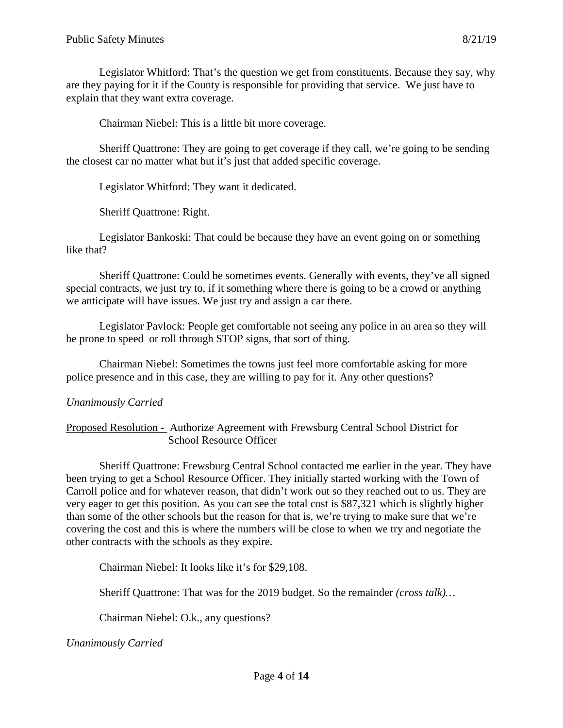Legislator Whitford: That's the question we get from constituents. Because they say, why are they paying for it if the County is responsible for providing that service. We just have to explain that they want extra coverage.

Chairman Niebel: This is a little bit more coverage.

Sheriff Quattrone: They are going to get coverage if they call, we're going to be sending the closest car no matter what but it's just that added specific coverage.

Legislator Whitford: They want it dedicated.

Sheriff Quattrone: Right.

Legislator Bankoski: That could be because they have an event going on or something like that?

Sheriff Quattrone: Could be sometimes events. Generally with events, they've all signed special contracts, we just try to, if it something where there is going to be a crowd or anything we anticipate will have issues. We just try and assign a car there.

Legislator Pavlock: People get comfortable not seeing any police in an area so they will be prone to speed or roll through STOP signs, that sort of thing.

Chairman Niebel: Sometimes the towns just feel more comfortable asking for more police presence and in this case, they are willing to pay for it. Any other questions?

*Unanimously Carried*

<u>Proposed Resolution -</u> Authorize Agreement with Frewsburg Central School District for School Resource Officer

Sheriff Quattrone: Frewsburg Central School contacted me earlier in the year. They have been trying to get a School Resource Officer. They initially started working with the Town of Carroll police and for whatever reason, that didn't work out so they reached out to us. They are very eager to get this position. As you can see the total cost is $87,321 which is slightly higher than some of the other schools but the reason for that is, we're trying to make sure that we're covering the cost and this is where the numbers will be close to when we try and negotiate the other contracts with the schools as they expire.

Chairman Niebel: It looks like it's for $29,108.

Sheriff Quattrone: That was for the 2019 budget. So the remainder *(cross talk)…*

Chairman Niebel: O.k., any questions?

*Unanimously Carried*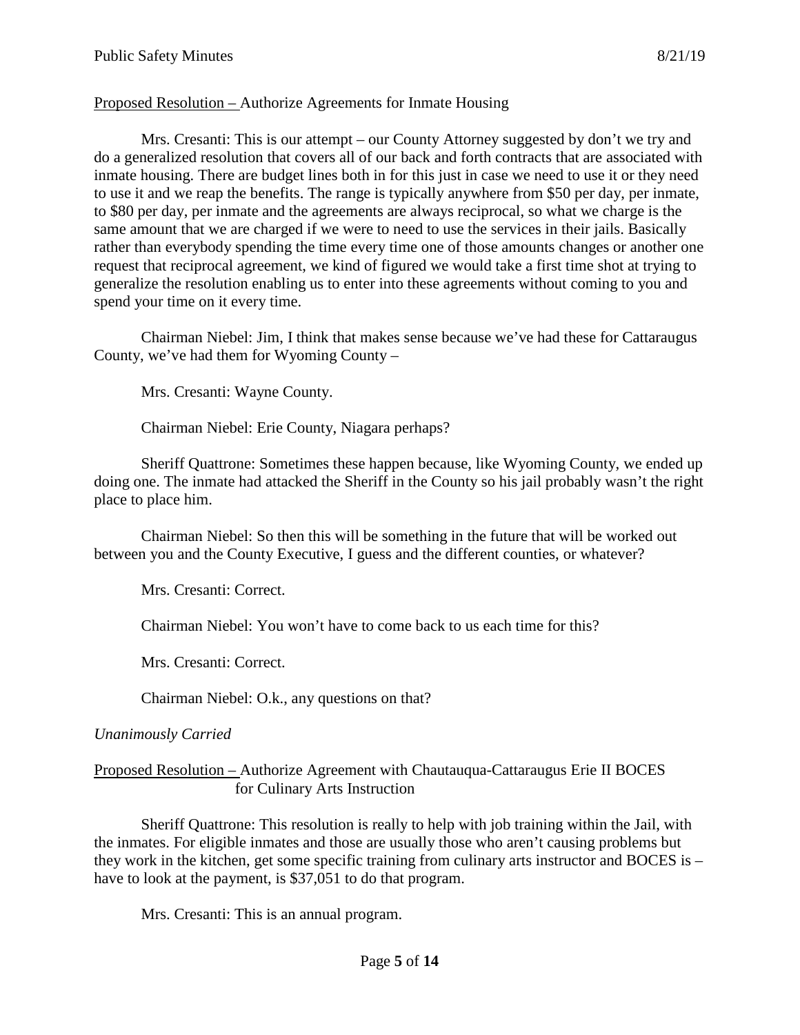Proposed Resolution – Authorize Agreements for Inmate Housing

Mrs. Cresanti: This is our attempt – our County Attorney suggested by don't we try and do a generalized resolution that covers all of our back and forth contracts that are associated with inmate housing. There are budget lines both in for this just in case we need to use it or they need to use it and we reap the benefits. The range is typically anywhere from $50 per day, per inmate, to $80 per day, per inmate and the agreements are always reciprocal, so what we charge is the same amount that we are charged if we were to need to use the services in their jails. Basically rather than everybody spending the time every time one of those amounts changes or another one request that reciprocal agreement, we kind of figured we would take a first time shot at trying to generalize the resolution enabling us to enter into these agreements without coming to you and spend your time on it every time.

Chairman Niebel: Jim, I think that makes sense because we've had these for Cattaraugus County, we've had them for Wyoming County –

Mrs. Cresanti: Wayne County.

Chairman Niebel: Erie County, Niagara perhaps?

Sheriff Quattrone: Sometimes these happen because, like Wyoming County, we ended up doing one. The inmate had attacked the Sheriff in the County so his jail probably wasn't the right place to place him.

Chairman Niebel: So then this will be something in the future that will be worked out between you and the County Executive, I guess and the different counties, or whatever?

Mrs. Cresanti: Correct.

Chairman Niebel: You won't have to come back to us each time for this?

Mrs. Cresanti: Correct.

Chairman Niebel: O.k., any questions on that?

*Unanimously Carried*

Proposed Resolution – Authorize Agreement with Chautauqua-Cattaraugus Erie II BOCES for Culinary Arts Instruction

Sheriff Quattrone: This resolution is really to help with job training within the Jail, with the inmates. For eligible inmates and those are usually those who aren't causing problems but they work in the kitchen, get some specific training from culinary arts instructor and BOCES is – have to look at the payment, is $37,051 to do that program.

Mrs. Cresanti: This is an annual program.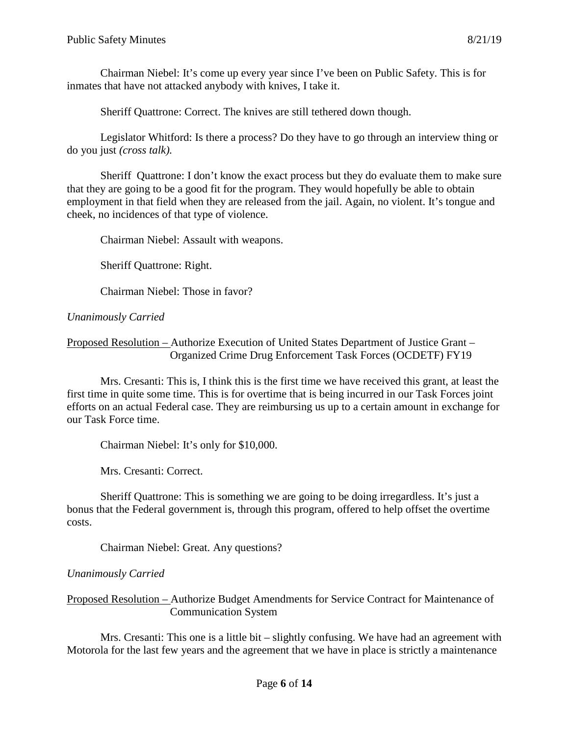Chairman Niebel: It's come up every year since I've been on Public Safety. This is for inmates that have not attacked anybody with knives, I take it.

Sheriff Quattrone: Correct. The knives are still tethered down though.

Legislator Whitford: Is there a process? Do they have to go through an interview thing or do you just *(cross talk).*

Sheriff Quattrone: I don't know the exact process but they do evaluate them to make sure that they are going to be a good fit for the program. They would hopefully be able to obtain employment in that field when they are released from the jail. Again, no violent. It's tongue and cheek, no incidences of that type of violence.

Chairman Niebel: Assault with weapons.

Sheriff Quattrone: Right.

Chairman Niebel: Those in favor?

*Unanimously Carried*

<u>Proposed Resolution –</u> Authorize Execution of United States Department of Justice Grant – Organized Crime Drug Enforcement Task Forces (OCDETF) FY19

Mrs. Cresanti: This is, I think this is the first time we have received this grant, at least the first time in quite some time. This is for overtime that is being incurred in our Task Forces joint efforts on an actual Federal case. They are reimbursing us up to a certain amount in exchange for our Task Force time.

Chairman Niebel: It's only for $10,000.

Mrs. Cresanti: Correct.

Sheriff Quattrone: This is something we are going to be doing irregardless. It's just a bonus that the Federal government is, through this program, offered to help offset the overtime costs.

Chairman Niebel: Great. Any questions?

*Unanimously Carried*

<u>Proposed Resolution –</u> Authorize Budget Amendments for Service Contract for Maintenance of Communication System

Mrs. Cresanti: This one is a little bit – slightly confusing. We have had an agreement with Motorola for the last few years and the agreement that we have in place is strictly a maintenance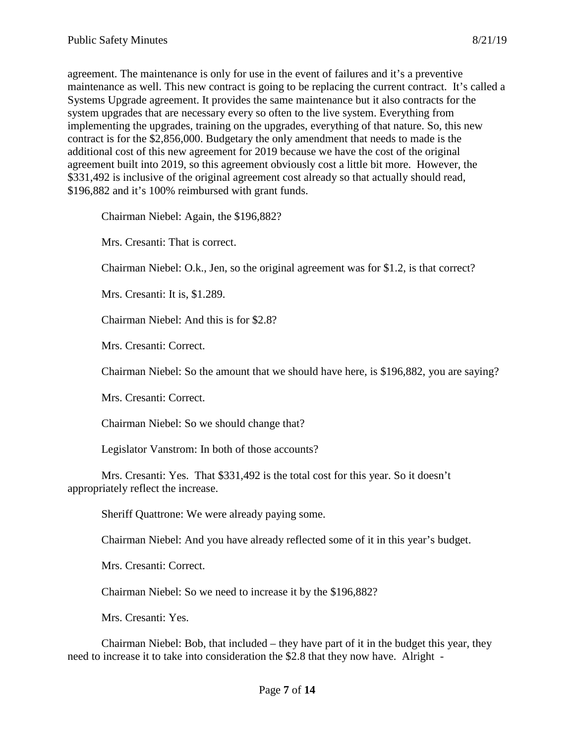agreement. The maintenance is only for use in the event of failures and it's a preventive maintenance as well. This new contract is going to be replacing the current contract. It's called a Systems Upgrade agreement. It provides the same maintenance but it also contracts for the system upgrades that are necessary every so often to the live system. Everything from implementing the upgrades, training on the upgrades, everything of that nature. So, this new contract is for the $2,856,000. Budgetary the only amendment that needs to made is the additional cost of this new agreement for 2019 because we have the cost of the original agreement built into 2019, so this agreement obviously cost a little bit more. However, the $331,492 is inclusive of the original agreement cost already so that actually should read, $196,882 and it's 100% reimbursed with grant funds.

Chairman Niebel: Again, the $196,882?

Mrs. Cresanti: That is correct.

Chairman Niebel: O.k., Jen, so the original agreement was for $1.2, is that correct?

Mrs. Cresanti: It is, $1.289.

Chairman Niebel: And this is for $2.8?

Mrs. Cresanti: Correct.

Chairman Niebel: So the amount that we should have here, is $196,882, you are saying?

Mrs. Cresanti: Correct.

Chairman Niebel: So we should change that?

Legislator Vanstrom: In both of those accounts?

Mrs. Cresanti: Yes. That $331,492 is the total cost for this year. So it doesn't appropriately reflect the increase.

Sheriff Quattrone: We were already paying some.

Chairman Niebel: And you have already reflected some of it in this year's budget.

Mrs. Cresanti: Correct.

Chairman Niebel: So we need to increase it by the $196,882?

Mrs. Cresanti: Yes.

Chairman Niebel: Bob, that included – they have part of it in the budget this year, they need to increase it to take into consideration the $2.8 that they now have. Alright -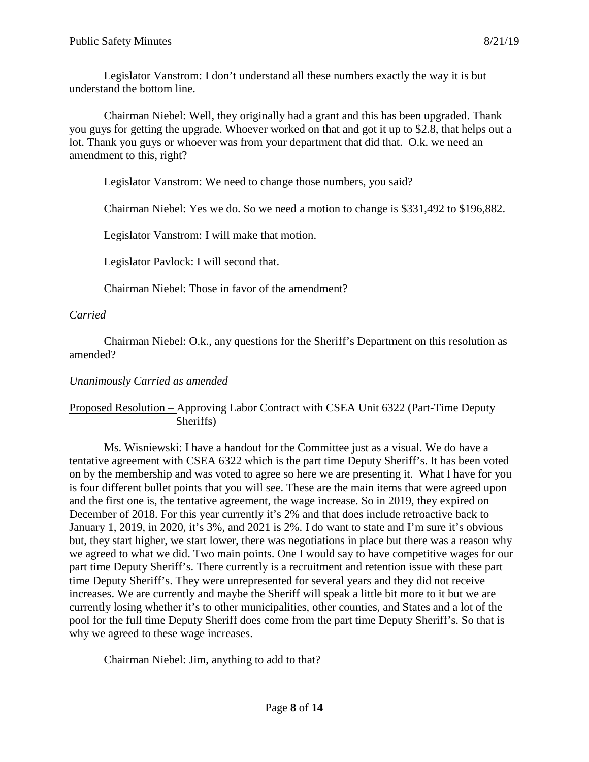Legislator Vanstrom: I don't understand all these numbers exactly the way it is but understand the bottom line.

Chairman Niebel: Well, they originally had a grant and this has been upgraded. Thank you guys for getting the upgrade. Whoever worked on that and got it up to $2.8, that helps out a lot. Thank you guys or whoever was from your department that did that. O.k. we need an amendment to this, right?

Legislator Vanstrom: We need to change those numbers, you said?

Chairman Niebel: Yes we do. So we need a motion to change is $331,492 to $196,882.

Legislator Vanstrom: I will make that motion.

Legislator Pavlock: I will second that.

Chairman Niebel: Those in favor of the amendment?

*Carried*

Chairman Niebel: O.k., any questions for the Sheriff's Department on this resolution as amended?

*Unanimously Carried as amended*

Proposed Resolution – Approving Labor Contract with CSEA Unit 6322 (Part-Time Deputy Sheriffs)

Ms. Wisniewski: I have a handout for the Committee just as a visual. We do have a tentative agreement with CSEA 6322 which is the part time Deputy Sheriff's. It has been voted on by the membership and was voted to agree so here we are presenting it. What I have for you is four different bullet points that you will see. These are the main items that were agreed upon and the first one is, the tentative agreement, the wage increase. So in 2019, they expired on December of 2018. For this year currently it's 2% and that does include retroactive back to January 1, 2019, in 2020, it's 3%, and 2021 is 2%. I do want to state and I'm sure it's obvious but, they start higher, we start lower, there was negotiations in place but there was a reason why we agreed to what we did. Two main points. One I would say to have competitive wages for our part time Deputy Sheriff's. There currently is a recruitment and retention issue with these part time Deputy Sheriff's. They were unrepresented for several years and they did not receive increases. We are currently and maybe the Sheriff will speak a little bit more to it but we are currently losing whether it's to other municipalities, other counties, and States and a lot of the pool for the full time Deputy Sheriff does come from the part time Deputy Sheriff's. So that is why we agreed to these wage increases.

Chairman Niebel: Jim, anything to add to that?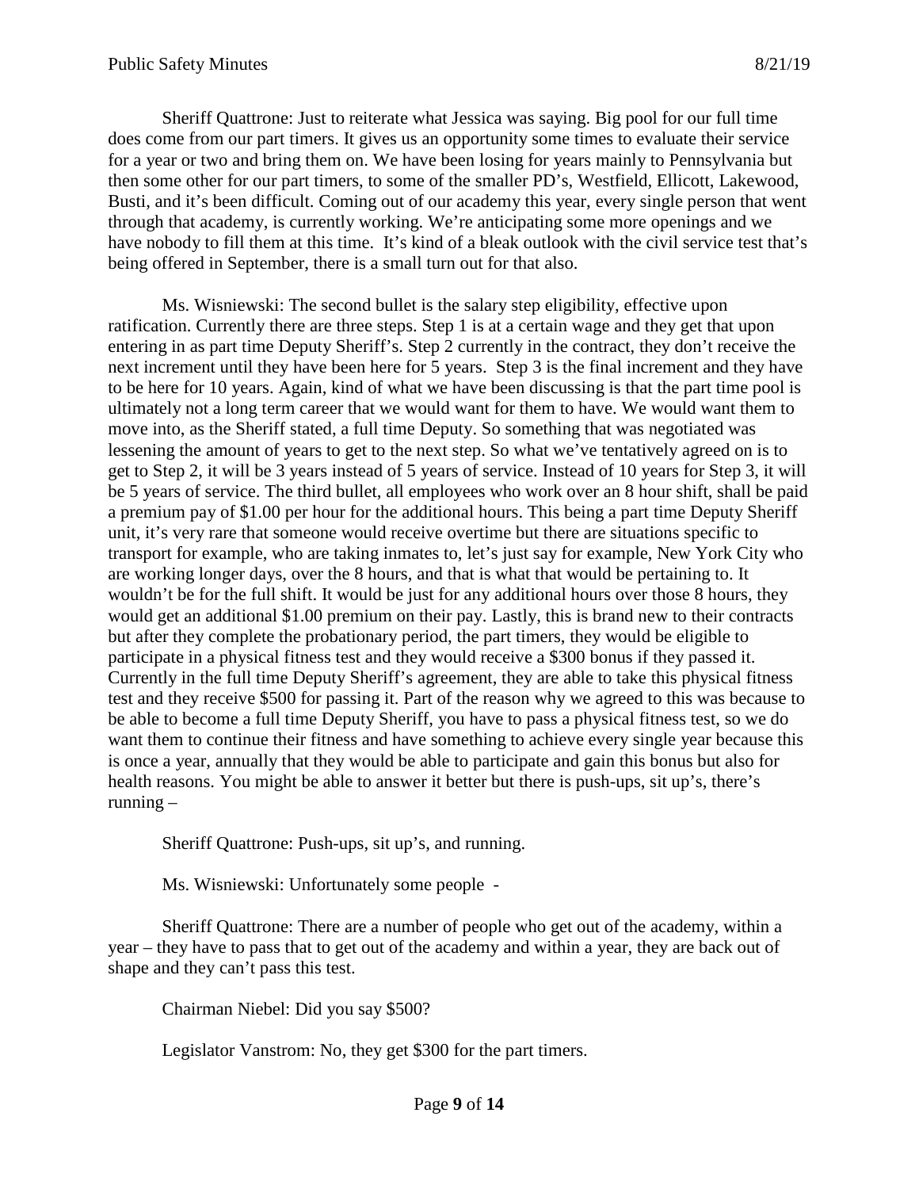Sheriff Quattrone: Just to reiterate what Jessica was saying. Big pool for our full time does come from our part timers. It gives us an opportunity some times to evaluate their service for a year or two and bring them on. We have been losing for years mainly to Pennsylvania but then some other for our part timers, to some of the smaller PD's, Westfield, Ellicott, Lakewood, Busti, and it's been difficult. Coming out of our academy this year, every single person that went through that academy, is currently working. We're anticipating some more openings and we have nobody to fill them at this time. It's kind of a bleak outlook with the civil service test that's being offered in September, there is a small turn out for that also.

Ms. Wisniewski: The second bullet is the salary step eligibility, effective upon ratification. Currently there are three steps. Step 1 is at a certain wage and they get that upon entering in as part time Deputy Sheriff's. Step 2 currently in the contract, they don't receive the next increment until they have been here for 5 years. Step 3 is the final increment and they have to be here for 10 years. Again, kind of what we have been discussing is that the part time pool is ultimately not a long term career that we would want for them to have. We would want them to move into, as the Sheriff stated, a full time Deputy. So something that was negotiated was lessening the amount of years to get to the next step. So what we've tentatively agreed on is to get to Step 2, it will be 3 years instead of 5 years of service. Instead of 10 years for Step 3, it will be 5 years of service. The third bullet, all employees who work over an 8 hour shift, shall be paid a premium pay of $1.00 per hour for the additional hours. This being a part time Deputy Sheriff unit, it's very rare that someone would receive overtime but there are situations specific to transport for example, who are taking inmates to, let's just say for example, New York City who are working longer days, over the 8 hours, and that is what that would be pertaining to. It wouldn't be for the full shift. It would be just for any additional hours over those 8 hours, they would get an additional $1.00 premium on their pay. Lastly, this is brand new to their contracts but after they complete the probationary period, the part timers, they would be eligible to participate in a physical fitness test and they would receive a $300 bonus if they passed it. Currently in the full time Deputy Sheriff's agreement, they are able to take this physical fitness test and they receive $500 for passing it. Part of the reason why we agreed to this was because to be able to become a full time Deputy Sheriff, you have to pass a physical fitness test, so we do want them to continue their fitness and have something to achieve every single year because this is once a year, annually that they would be able to participate and gain this bonus but also for health reasons. You might be able to answer it better but there is push-ups, sit up's, there's running –

Sheriff Quattrone: Push-ups, sit up's, and running.

Ms. Wisniewski: Unfortunately some people -

Sheriff Quattrone: There are a number of people who get out of the academy, within a year – they have to pass that to get out of the academy and within a year, they are back out of shape and they can't pass this test.

Chairman Niebel: Did you say $500?

Legislator Vanstrom: No, they get $300 for the part timers.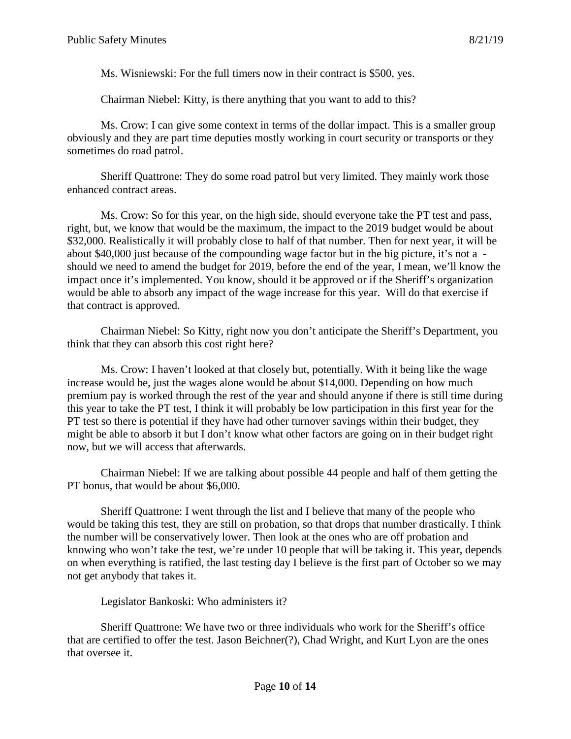Ms. Wisniewski: For the full timers now in their contract is $500, yes.

Chairman Niebel: Kitty, is there anything that you want to add to this?

Ms. Crow: I can give some context in terms of the dollar impact. This is a smaller group obviously and they are part time deputies mostly working in court security or transports or they sometimes do road patrol.

Sheriff Quattrone: They do some road patrol but very limited. They mainly work those enhanced contract areas.

Ms. Crow: So for this year, on the high side, should everyone take the PT test and pass, right, but, we know that would be the maximum, the impact to the 2019 budget would be about $32,000. Realistically it will probably close to half of that number. Then for next year, it will be about $40,000 just because of the compounding wage factor but in the big picture, it's not a - should we need to amend the budget for 2019, before the end of the year, I mean, we'll know the impact once it's implemented. You know, should it be approved or if the Sheriff's organization would be able to absorb any impact of the wage increase for this year. Will do that exercise if that contract is approved.

Chairman Niebel: So Kitty, right now you don't anticipate the Sheriff's Department, you think that they can absorb this cost right here?

Ms. Crow: I haven't looked at that closely but, potentially. With it being like the wage increase would be, just the wages alone would be about $14,000. Depending on how much premium pay is worked through the rest of the year and should anyone if there is still time during this year to take the PT test, I think it will probably be low participation in this first year for the PT test so there is potential if they have had other turnover savings within their budget, they might be able to absorb it but I don't know what other factors are going on in their budget right now, but we will access that afterwards.

Chairman Niebel: If we are talking about possible 44 people and half of them getting the PT bonus, that would be about $6,000.

Sheriff Quattrone: I went through the list and I believe that many of the people who would be taking this test, they are still on probation, so that drops that number drastically. I think the number will be conservatively lower. Then look at the ones who are off probation and knowing who won't take the test, we're under 10 people that will be taking it. This year, depends on when everything is ratified, the last testing day I believe is the first part of October so we may not get anybody that takes it.

Legislator Bankoski: Who administers it?

Sheriff Quattrone: We have two or three individuals who work for the Sheriff's office that are certified to offer the test. Jason Beichner(?), Chad Wright, and Kurt Lyon are the ones that oversee it.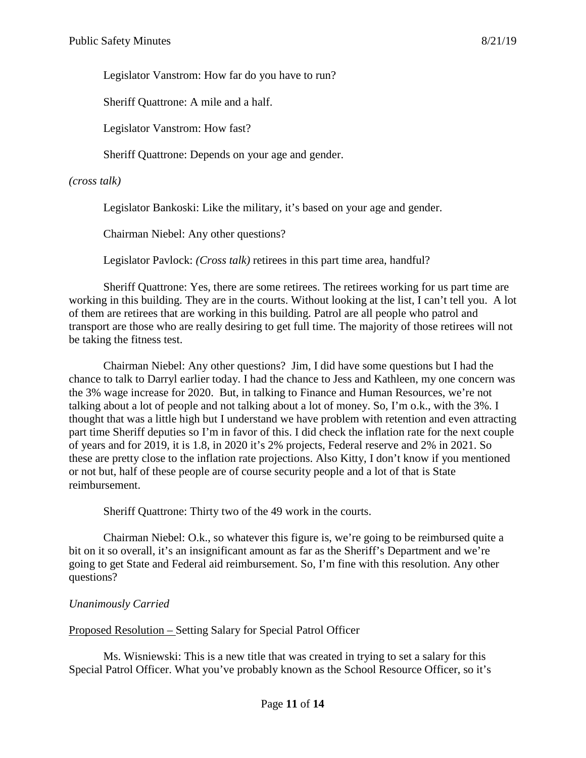Legislator Vanstrom: How far do you have to run?

Sheriff Quattrone: A mile and a half.

Legislator Vanstrom: How fast?

Sheriff Quattrone: Depends on your age and gender.

*(cross talk)*

Legislator Bankoski: Like the military, it's based on your age and gender.

Chairman Niebel: Any other questions?

Legislator Pavlock: *(Cross talk)* retirees in this part time area, handful?

Sheriff Quattrone: Yes, there are some retirees. The retirees working for us part time are working in this building. They are in the courts. Without looking at the list, I can't tell you. A lot of them are retirees that are working in this building. Patrol are all people who patrol and transport are those who are really desiring to get full time. The majority of those retirees will not be taking the fitness test.

Chairman Niebel: Any other questions? Jim, I did have some questions but I had the chance to talk to Darryl earlier today. I had the chance to Jess and Kathleen, my one concern was the 3% wage increase for 2020. But, in talking to Finance and Human Resources, we're not talking about a lot of people and not talking about a lot of money. So, I'm o.k., with the 3%. I thought that was a little high but I understand we have problem with retention and even attracting part time Sheriff deputies so I'm in favor of this. I did check the inflation rate for the next couple of years and for 2019, it is 1.8, in 2020 it's 2% projects, Federal reserve and 2% in 2021. So these are pretty close to the inflation rate projections. Also Kitty, I don't know if you mentioned or not but, half of these people are of course security people and a lot of that is State reimbursement.

Sheriff Quattrone: Thirty two of the 49 work in the courts.

Chairman Niebel: O.k., so whatever this figure is, we're going to be reimbursed quite a bit on it so overall, it's an insignificant amount as far as the Sheriff's Department and we're going to get State and Federal aid reimbursement. So, I'm fine with this resolution. Any other questions?

*Unanimously Carried*

Proposed Resolution – Setting Salary for Special Patrol Officer

Ms. Wisniewski: This is a new title that was created in trying to set a salary for this Special Patrol Officer. What you've probably known as the School Resource Officer, so it's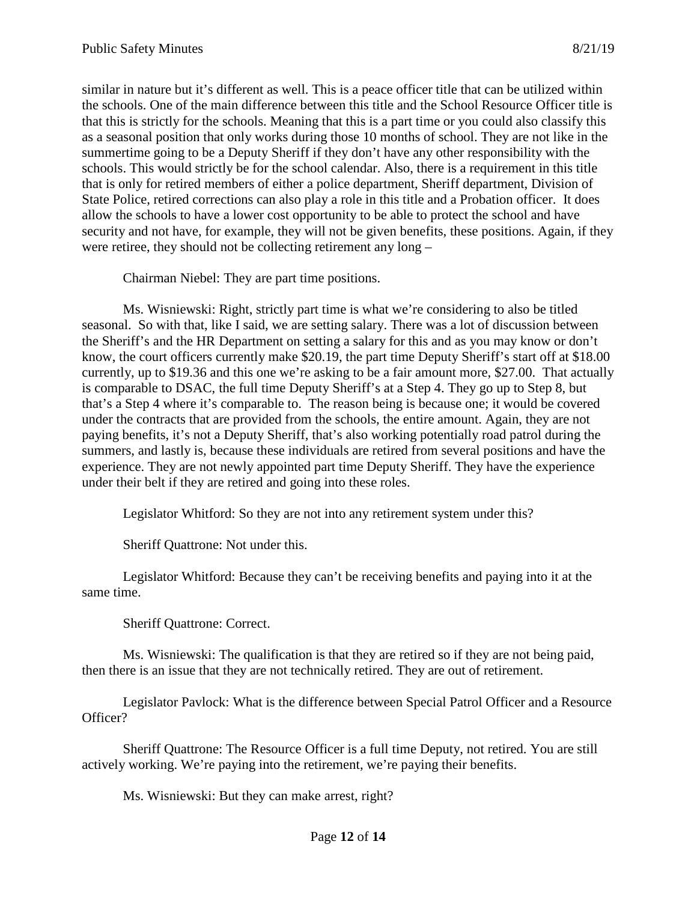similar in nature but it's different as well. This is a peace officer title that can be utilized within the schools. One of the main difference between this title and the School Resource Officer title is that this is strictly for the schools. Meaning that this is a part time or you could also classify this as a seasonal position that only works during those 10 months of school. They are not like in the summertime going to be a Deputy Sheriff if they don't have any other responsibility with the schools. This would strictly be for the school calendar. Also, there is a requirement in this title that is only for retired members of either a police department, Sheriff department, Division of State Police, retired corrections can also play a role in this title and a Probation officer. It does allow the schools to have a lower cost opportunity to be able to protect the school and have security and not have, for example, they will not be given benefits, these positions. Again, if they were retiree, they should not be collecting retirement any long –

Chairman Niebel: They are part time positions.

Ms. Wisniewski: Right, strictly part time is what we're considering to also be titled seasonal. So with that, like I said, we are setting salary. There was a lot of discussion between the Sheriff's and the HR Department on setting a salary for this and as you may know or don't know, the court officers currently make $20.19, the part time Deputy Sheriff's start off at $18.00 currently, up to $19.36 and this one we're asking to be a fair amount more, $27.00. That actually is comparable to DSAC, the full time Deputy Sheriff's at a Step 4. They go up to Step 8, but that's a Step 4 where it's comparable to. The reason being is because one; it would be covered under the contracts that are provided from the schools, the entire amount. Again, they are not paying benefits, it's not a Deputy Sheriff, that's also working potentially road patrol during the summers, and lastly is, because these individuals are retired from several positions and have the experience. They are not newly appointed part time Deputy Sheriff. They have the experience under their belt if they are retired and going into these roles.

Legislator Whitford: So they are not into any retirement system under this?

Sheriff Quattrone: Not under this.

Legislator Whitford: Because they can't be receiving benefits and paying into it at the same time.

Sheriff Quattrone: Correct.

Ms. Wisniewski: The qualification is that they are retired so if they are not being paid, then there is an issue that they are not technically retired. They are out of retirement.

Legislator Pavlock: What is the difference between Special Patrol Officer and a Resource Officer?

Sheriff Quattrone: The Resource Officer is a full time Deputy, not retired. You are still actively working. We're paying into the retirement, we're paying their benefits.

Ms. Wisniewski: But they can make arrest, right?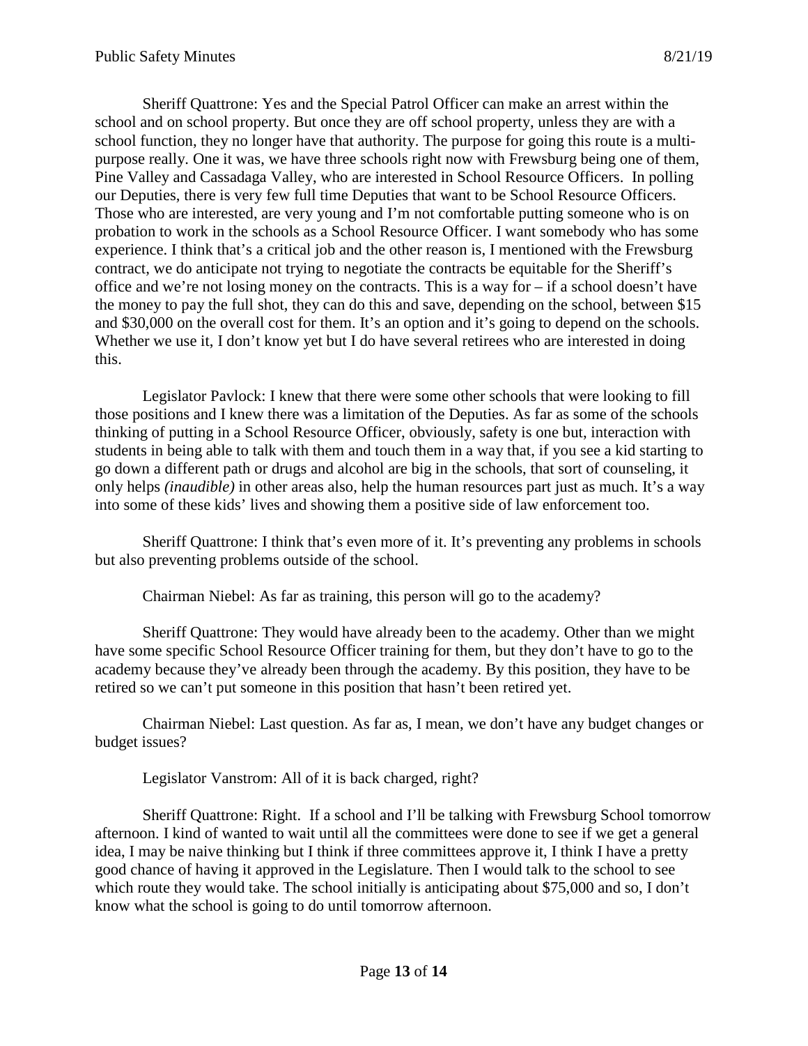Sheriff Quattrone: Yes and the Special Patrol Officer can make an arrest within the school and on school property. But once they are off school property, unless they are with a school function, they no longer have that authority. The purpose for going this route is a multi-purpose really. One it was, we have three schools right now with Frewsburg being one of them, Pine Valley and Cassadaga Valley, who are interested in School Resource Officers. In polling our Deputies, there is very few full time Deputies that want to be School Resource Officers. Those who are interested, are very young and I'm not comfortable putting someone who is on probation to work in the schools as a School Resource Officer. I want somebody who has some experience. I think that's a critical job and the other reason is, I mentioned with the Frewsburg contract, we do anticipate not trying to negotiate the contracts be equitable for the Sheriff's office and we're not losing money on the contracts. This is a way for – if a school doesn't have the money to pay the full shot, they can do this and save, depending on the school, between $15 and $30,000 on the overall cost for them. It's an option and it's going to depend on the schools. Whether we use it, I don't know yet but I do have several retirees who are interested in doing this.

Legislator Pavlock: I knew that there were some other schools that were looking to fill those positions and I knew there was a limitation of the Deputies. As far as some of the schools thinking of putting in a School Resource Officer, obviously, safety is one but, interaction with students in being able to talk with them and touch them in a way that, if you see a kid starting to go down a different path or drugs and alcohol are big in the schools, that sort of counseling, it only helps *(inaudible)* in other areas also, help the human resources part just as much. It's a way into some of these kids' lives and showing them a positive side of law enforcement too.

Sheriff Quattrone: I think that's even more of it. It's preventing any problems in schools but also preventing problems outside of the school.

Chairman Niebel: As far as training, this person will go to the academy?

Sheriff Quattrone: They would have already been to the academy. Other than we might have some specific School Resource Officer training for them, but they don't have to go to the academy because they've already been through the academy. By this position, they have to be retired so we can't put someone in this position that hasn't been retired yet.

Chairman Niebel: Last question. As far as, I mean, we don't have any budget changes or budget issues?

Legislator Vanstrom: All of it is back charged, right?

Sheriff Quattrone: Right. If a school and I'll be talking with Frewsburg School tomorrow afternoon. I kind of wanted to wait until all the committees were done to see if we get a general idea, I may be naive thinking but I think if three committees approve it, I think I have a pretty good chance of having it approved in the Legislature. Then I would talk to the school to see which route they would take. The school initially is anticipating about $75,000 and so, I don't know what the school is going to do until tomorrow afternoon.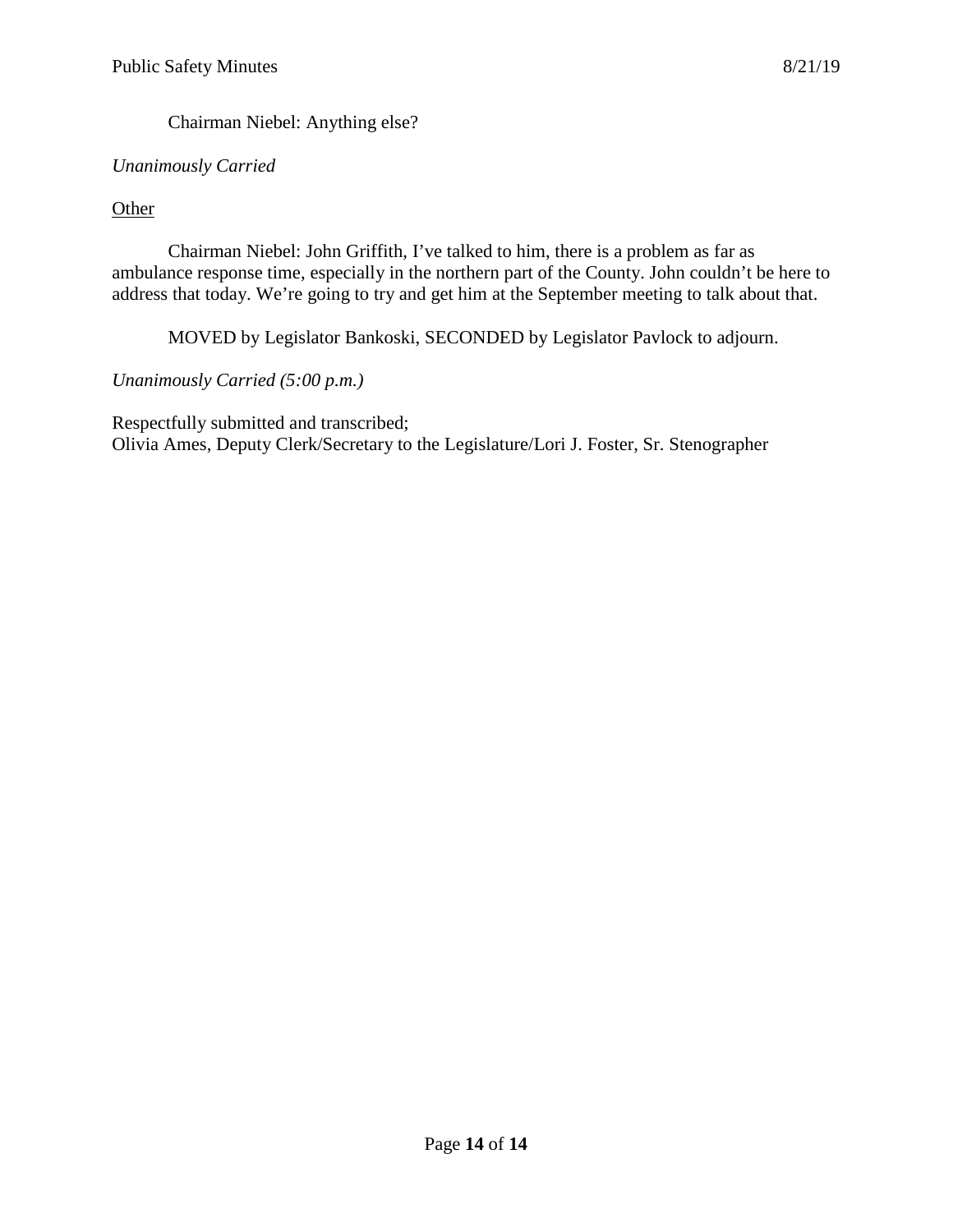Chairman Niebel: Anything else?

*Unanimously Carried*

Other

Chairman Niebel: John Griffith, I've talked to him, there is a problem as far as ambulance response time, especially in the northern part of the County. John couldn't be here to address that today. We're going to try and get him at the September meeting to talk about that.

MOVED by Legislator Bankoski, SECONDED by Legislator Pavlock to adjourn.

*Unanimously Carried (5:00 p.m.)*

Respectfully submitted and transcribed;
Olivia Ames, Deputy Clerk/Secretary to the Legislature/Lori J. Foster, Sr. Stenographer